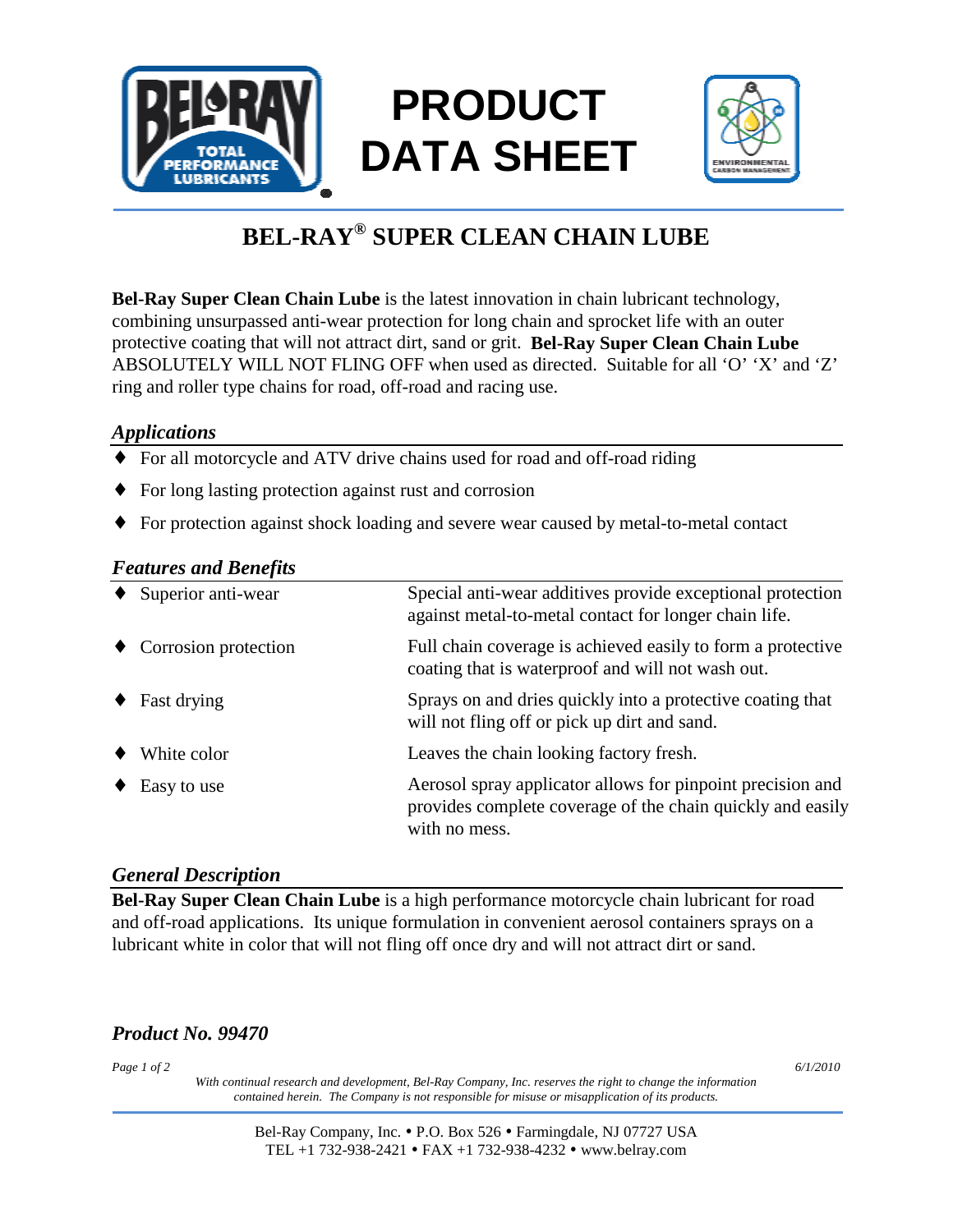# PRODUCT DATA SHEET

## BEL-RAY® SUPER CLEAN CHAIN LUBE

**Bel-Ray Super Clean Chain Lube** is the latest innovation in chain lubricant technology, combining unsurpassed anti-wear protection for long chain and sprocket life with an outer protective coating that will not attract dirt, sand or grit. **Bel-Ray Super Clean Chain Lube** ABSOLUTELY WILL NOT FLING OFF when used as directed. Suitable for all 'O' 'X' and 'Z' ring and roller type chains for road, off-road and racing use.

### *Applications*

- For all motorcycle and ATV drive chains used for road and off-road riding
- For long lasting protection against rust and corrosion
- For protection against shock loading and severe wear caused by metal-to-metal contact

### *Features and Benefits*

| Feature | Benefit |
| --- | --- |
| ♦ Superior anti-wear | Special anti-wear additives provide exceptional protection against metal-to-metal contact for longer chain life. |
| ♦ Corrosion protection | Full chain coverage is achieved easily to form a protective coating that is waterproof and will not wash out. |
| ♦ Fast drying | Sprays on and dries quickly into a protective coating that will not fling off or pick up dirt and sand. |
| ♦ White color | Leaves the chain looking factory fresh. |
| ♦ Easy to use | Aerosol spray applicator allows for pinpoint precision and provides complete coverage of the chain quickly and easily with no mess. |

### *General Description*

**Bel-Ray Super Clean Chain Lube** is a high performance motorcycle chain lubricant for road and off-road applications. Its unique formulation in convenient aerosol containers sprays on a lubricant white in color that will not fling off once dry and will not attract dirt or sand.

### *Product No. 99470*

6/1/2010

*With continual research and development, Bel-Ray Company, Inc. reserves the right to change the information contained herein. The Company is not responsible for misuse or misapplication of its products.*

Bel-Ray Company, Inc. • P.O. Box 526 • Farmingdale, NJ 07727 USA
TEL +1 732-938-2421 • FAX +1 732-938-4232 • www.belray.com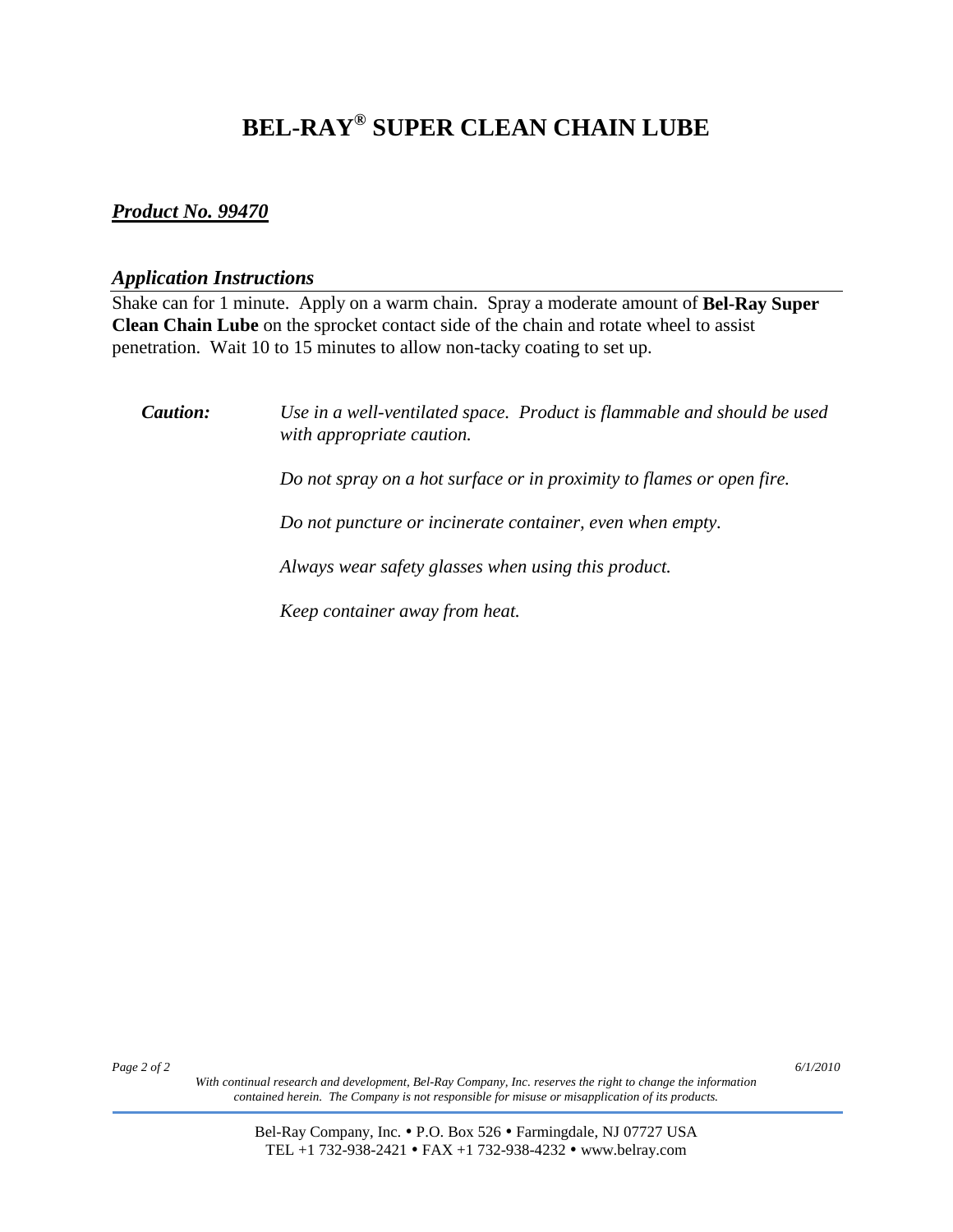# BEL-RAY® SUPER CLEAN CHAIN LUBE

***Product No. 99470***

### *Application Instructions*

Shake can for 1 minute. Apply on a warm chain. Spray a moderate amount of **Bel-Ray Super Clean Chain Lube** on the sprocket contact side of the chain and rotate wheel to assist penetration. Wait 10 to 15 minutes to allow non-tacky coating to set up.

***Caution:*** *Use in a well-ventilated space. Product is flammable and should be used with appropriate caution.*

*Do not spray on a hot surface or in proximity to flames or open fire.*

*Do not puncture or incinerate container, even when empty.*

*Always wear safety glasses when using this product.*

*Keep container away from heat.*

*With continual research and development, Bel-Ray Company, Inc. reserves the right to change the information contained herein. The Company is not responsible for misuse or misapplication of its products.*

Bel-Ray Company, Inc. • P.O. Box 526 • Farmingdale, NJ 07727 USA
TEL +1 732-938-2421 • FAX +1 732-938-4232 • www.belray.com